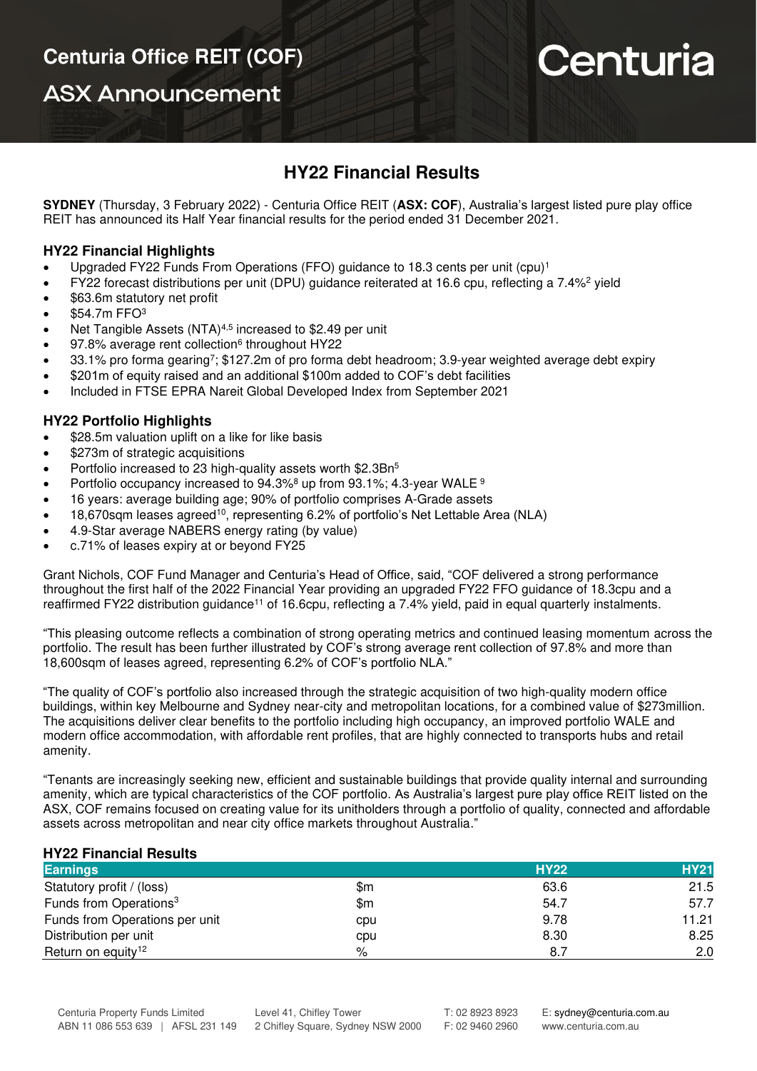# Centuria Office REIT (COF)

## ASX Announcement

Centuria

## HY22 Financial Results

**SYDNEY** (Thursday, 3 February 2022) - Centuria Office REIT (**ASX: COF**), Australia's largest listed pure play office REIT has announced its Half Year financial results for the period ended 31 December 2021.

### HY22 Financial Highlights

- Upgraded FY22 Funds From Operations (FFO) guidance to 18.3 cents per unit (cpu)[1]
- FY22 forecast distributions per unit (DPU) guidance reiterated at 16.6 cpu, reflecting a 7.4%[2] yield
- $63.6m statutory net profit
- $54.7m FFO[3]
- Net Tangible Assets (NTA)[4,5] increased to $2.49 per unit
- 97.8% average rent collection[6] throughout HY22
- 33.1% pro forma gearing[7]; $127.2m of pro forma debt headroom; 3.9-year weighted average debt expiry
- $201m of equity raised and an additional $100m added to COF's debt facilities
- Included in FTSE EPRA Nareit Global Developed Index from September 2021

### HY22 Portfolio Highlights

- $28.5m valuation uplift on a like for like basis
- $273m of strategic acquisitions
- Portfolio increased to 23 high-quality assets worth $2.3Bn[5]
- Portfolio occupancy increased to 94.3%[8] up from 93.1%; 4.3-year WALE[9]
- 16 years: average building age; 90% of portfolio comprises A-Grade assets
- 18,670sqm leases agreed[10], representing 6.2% of portfolio's Net Lettable Area (NLA)
- 4.9-Star average NABERS energy rating (by value)
- c.71% of leases expiry at or beyond FY25

Grant Nichols, COF Fund Manager and Centuria's Head of Office, said, "COF delivered a strong performance throughout the first half of the 2022 Financial Year providing an upgraded FY22 FFO guidance of 18.3cpu and a reaffirmed FY22 distribution guidance[11] of 16.6cpu, reflecting a 7.4% yield, paid in equal quarterly instalments.

"This pleasing outcome reflects a combination of strong operating metrics and continued leasing momentum across the portfolio. The result has been further illustrated by COF's strong average rent collection of 97.8% and more than 18,600sqm of leases agreed, representing 6.2% of COF's portfolio NLA."

"The quality of COF's portfolio also increased through the strategic acquisition of two high-quality modern office buildings, within key Melbourne and Sydney near-city and metropolitan locations, for a combined value of $273million. The acquisitions deliver clear benefits to the portfolio including high occupancy, an improved portfolio WALE and modern office accommodation, with affordable rent profiles, that are highly connected to transports hubs and retail amenity.

"Tenants are increasingly seeking new, efficient and sustainable buildings that provide quality internal and surrounding amenity, which are typical characteristics of the COF portfolio. As Australia's largest pure play office REIT listed on the ASX, COF remains focused on creating value for its unitholders through a portfolio of quality, connected and affordable assets across metropolitan and near city office markets throughout Australia."

### HY22 Financial Results

| Earnings | | HY22 | HY21 |
|---|---|---|---|
| Statutory profit / (loss) | $m | 63.6 | 21.5 |
| Funds from Operations[3] | $m | 54.7 | 57.7 |
| Funds from Operations per unit | cpu | 9.78 | 11.21 |
| Distribution per unit | cpu | 8.30 | 8.25 |
| Return on equity[12] | % | 8.7 | 2.0 |

Centuria Property Funds Limited
ABN 11 086 553 639 | AFSL 231 149
Level 41, Chifley Tower
2 Chifley Square, Sydney NSW 2000
T: 02 8923 8923
F: 02 9460 2960
E: sydney@centuria.com.au
www.centuria.com.au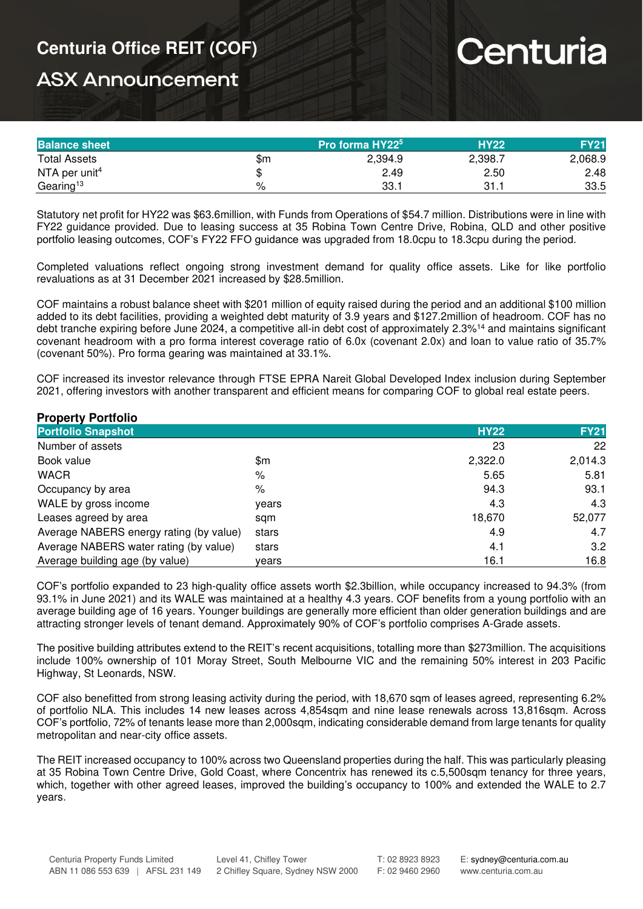| Balance sheet | | Pro forma HY22[5] | HY22 | FY21 |
|---|---|---|---|---|
| Total Assets | $m | 2,394.9 | 2,398.7 | 2,068.9 |
| NTA per unit[4] | $ | 2.49 | 2.50 | 2.48 |
| Gearing[13] | % | 33.1 | 31.1 | 33.5 |

Statutory net profit for HY22 was $63.6million, with Funds from Operations of $54.7 million. Distributions were in line with FY22 guidance provided. Due to leasing success at 35 Robina Town Centre Drive, Robina, QLD and other positive portfolio leasing outcomes, COF's FY22 FFO guidance was upgraded from 18.0cpu to 18.3cpu during the period.

Completed valuations reflect ongoing strong investment demand for quality office assets. Like for like portfolio revaluations as at 31 December 2021 increased by $28.5million.

COF maintains a robust balance sheet with $201 million of equity raised during the period and an additional $100 million added to its debt facilities, providing a weighted debt maturity of 3.9 years and $127.2million of headroom. COF has no debt tranche expiring before June 2024, a competitive all-in debt cost of approximately 2.3%[14] and maintains significant covenant headroom with a pro forma interest coverage ratio of 6.0x (covenant 2.0x) and loan to value ratio of 35.7% (covenant 50%). Pro forma gearing was maintained at 33.1%.

COF increased its investor relevance through FTSE EPRA Nareit Global Developed Index inclusion during September 2021, offering investors with another transparent and efficient means for comparing COF to global real estate peers.

## Property Portfolio

| Portfolio Snapshot | | HY22 | FY21 |
|---|---|---|---|
| Number of assets | | 23 | 22 |
| Book value | $m | 2,322.0 | 2,014.3 |
| WACR | % | 5.65 | 5.81 |
| Occupancy by area | % | 94.3 | 93.1 |
| WALE by gross income | years | 4.3 | 4.3 |
| Leases agreed by area | sqm | 18,670 | 52,077 |
| Average NABERS energy rating (by value) | stars | 4.9 | 4.7 |
| Average NABERS water rating (by value) | stars | 4.1 | 3.2 |
| Average building age (by value) | years | 16.1 | 16.8 |

COF's portfolio expanded to 23 high-quality office assets worth $2.3billion, while occupancy increased to 94.3% (from 93.1% in June 2021) and its WALE was maintained at a healthy 4.3 years. COF benefits from a young portfolio with an average building age of 16 years. Younger buildings are generally more efficient than older generation buildings and are attracting stronger levels of tenant demand. Approximately 90% of COF's portfolio comprises A-Grade assets.

The positive building attributes extend to the REIT's recent acquisitions, totalling more than $273million. The acquisitions include 100% ownership of 101 Moray Street, South Melbourne VIC and the remaining 50% interest in 203 Pacific Highway, St Leonards, NSW.

COF also benefitted from strong leasing activity during the period, with 18,670 sqm of leases agreed, representing 6.2% of portfolio NLA. This includes 14 new leases across 4,854sqm and nine lease renewals across 13,816sqm. Across COF's portfolio, 72% of tenants lease more than 2,000sqm, indicating considerable demand from large tenants for quality metropolitan and near-city office assets.

The REIT increased occupancy to 100% across two Queensland properties during the half. This was particularly pleasing at 35 Robina Town Centre Drive, Gold Coast, where Concentrix has renewed its c.5,500sqm tenancy for three years, which, together with other agreed leases, improved the building's occupancy to 100% and extended the WALE to 2.7 years.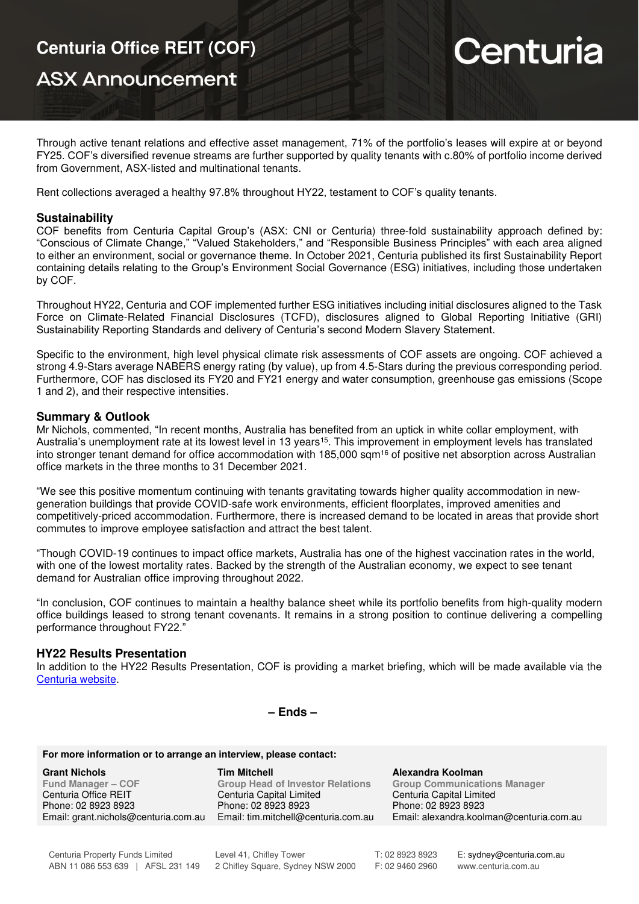Through active tenant relations and effective asset management, 71% of the portfolio's leases will expire at or beyond FY25. COF's diversified revenue streams are further supported by quality tenants with c.80% of portfolio income derived from Government, ASX-listed and multinational tenants.

Rent collections averaged a healthy 97.8% throughout HY22, testament to COF's quality tenants.

## Sustainability

COF benefits from Centuria Capital Group's (ASX: CNI or Centuria) three-fold sustainability approach defined by: "Conscious of Climate Change," "Valued Stakeholders," and "Responsible Business Principles" with each area aligned to either an environment, social or governance theme. In October 2021, Centuria published its first Sustainability Report containing details relating to the Group's Environment Social Governance (ESG) initiatives, including those undertaken by COF.

Throughout HY22, Centuria and COF implemented further ESG initiatives including initial disclosures aligned to the Task Force on Climate-Related Financial Disclosures (TCFD), disclosures aligned to Global Reporting Initiative (GRI) Sustainability Reporting Standards and delivery of Centuria's second Modern Slavery Statement.

Specific to the environment, high level physical climate risk assessments of COF assets are ongoing. COF achieved a strong 4.9-Stars average NABERS energy rating (by value), up from 4.5-Stars during the previous corresponding period. Furthermore, COF has disclosed its FY20 and FY21 energy and water consumption, greenhouse gas emissions (Scope 1 and 2), and their respective intensities.

## Summary & Outlook

Mr Nichols, commented, "In recent months, Australia has benefited from an uptick in white collar employment, with Australia's unemployment rate at its lowest level in 13 years[15]. This improvement in employment levels has translated into stronger tenant demand for office accommodation with 185,000 sqm[16] of positive net absorption across Australian office markets in the three months to 31 December 2021.

"We see this positive momentum continuing with tenants gravitating towards higher quality accommodation in new-generation buildings that provide COVID-safe work environments, efficient floorplates, improved amenities and competitively-priced accommodation. Furthermore, there is increased demand to be located in areas that provide short commutes to improve employee satisfaction and attract the best talent.

"Though COVID-19 continues to impact office markets, Australia has one of the highest vaccination rates in the world, with one of the lowest mortality rates. Backed by the strength of the Australian economy, we expect to see tenant demand for Australian office improving throughout 2022.

"In conclusion, COF continues to maintain a healthy balance sheet while its portfolio benefits from high-quality modern office buildings leased to strong tenant covenants. It remains in a strong position to continue delivering a compelling performance throughout FY22."

## HY22 Results Presentation

In addition to the HY22 Results Presentation, COF is providing a market briefing, which will be made available via the Centuria website.

**– Ends –**

**For more information or to arrange an interview, please contact:**

| | | |
|---|---|---|
| **Grant Nichols** | **Tim Mitchell** | **Alexandra Koolman** |
| **Fund Manager – COF** | **Group Head of Investor Relations** | **Group Communications Manager** |
| Centuria Office REIT | Centuria Capital Limited | Centuria Capital Limited |
| Phone: 02 8923 8923 | Phone: 02 8923 8923 | Phone: 02 8923 8923 |
| Email: grant.nichols@centuria.com.au | Email: tim.mitchell@centuria.com.au | Email: alexandra.koolman@centuria.com.au |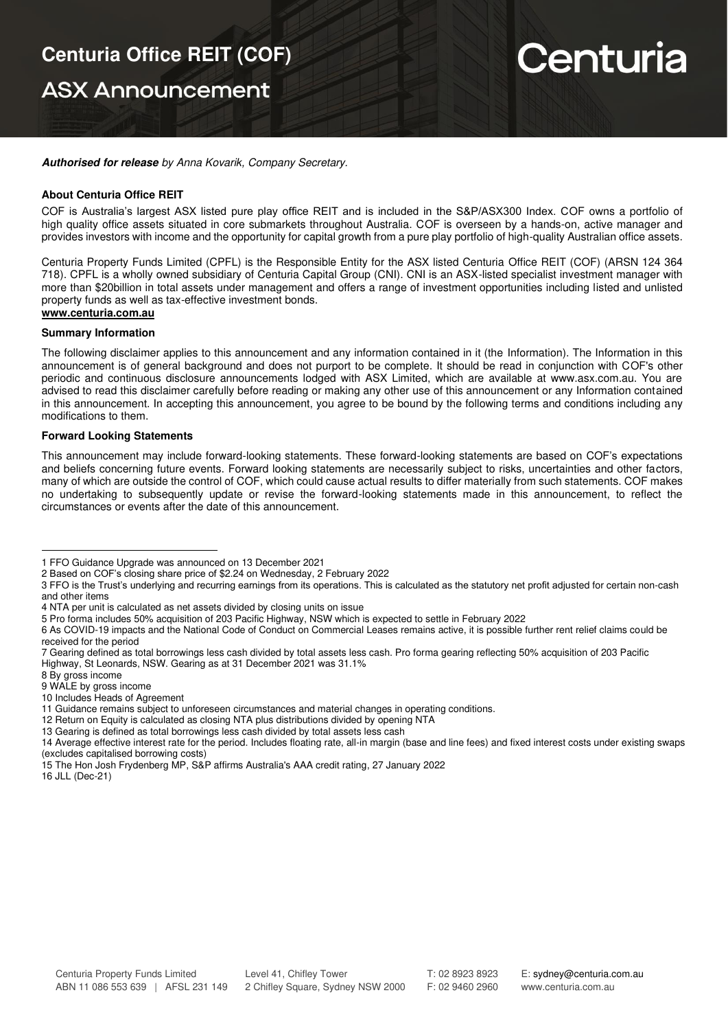***Authorised for release*** *by Anna Kovarik, Company Secretary.*

**About Centuria Office REIT**

COF is Australia's largest ASX listed pure play office REIT and is included in the S&P/ASX300 Index. COF owns a portfolio of high quality office assets situated in core submarkets throughout Australia. COF is overseen by a hands-on, active manager and provides investors with income and the opportunity for capital growth from a pure play portfolio of high-quality Australian office assets.

Centuria Property Funds Limited (CPFL) is the Responsible Entity for the ASX listed Centuria Office REIT (COF) (ARSN 124 364 718). CPFL is a wholly owned subsidiary of Centuria Capital Group (CNI). CNI is an ASX-listed specialist investment manager with more than $20billion in total assets under management and offers a range of investment opportunities including listed and unlisted property funds as well as tax-effective investment bonds.

**www.centuria.com.au**

**Summary Information**

The following disclaimer applies to this announcement and any information contained in it (the Information). The Information in this announcement is of general background and does not purport to be complete. It should be read in conjunction with COF's other periodic and continuous disclosure announcements lodged with ASX Limited, which are available at www.asx.com.au. You are advised to read this disclaimer carefully before reading or making any other use of this announcement or any Information contained in this announcement. In accepting this announcement, you agree to be bound by the following terms and conditions including any modifications to them.

**Forward Looking Statements**

This announcement may include forward-looking statements. These forward-looking statements are based on COF's expectations and beliefs concerning future events. Forward looking statements are necessarily subject to risks, uncertainties and other factors, many of which are outside the control of COF, which could cause actual results to differ materially from such statements. COF makes no undertaking to subsequently update or revise the forward-looking statements made in this announcement, to reflect the circumstances or events after the date of this announcement.

---

1 FFO Guidance Upgrade was announced on 13 December 2021
2 Based on COF's closing share price of $2.24 on Wednesday, 2 February 2022
3 FFO is the Trust's underlying and recurring earnings from its operations. This is calculated as the statutory net profit adjusted for certain non-cash and other items
4 NTA per unit is calculated as net assets divided by closing units on issue
5 Pro forma includes 50% acquisition of 203 Pacific Highway, NSW which is expected to settle in February 2022
6 As COVID-19 impacts and the National Code of Conduct on Commercial Leases remains active, it is possible further rent relief claims could be received for the period
7 Gearing defined as total borrowings less cash divided by total assets less cash. Pro forma gearing reflecting 50% acquisition of 203 Pacific Highway, St Leonards, NSW. Gearing as at 31 December 2021 was 31.1%
8 By gross income
9 WALE by gross income
10 Includes Heads of Agreement
11 Guidance remains subject to unforeseen circumstances and material changes in operating conditions.
12 Return on Equity is calculated as closing NTA plus distributions divided by opening NTA
13 Gearing is defined as total borrowings less cash divided by total assets less cash
14 Average effective interest rate for the period. Includes floating rate, all-in margin (base and line fees) and fixed interest costs under existing swaps (excludes capitalised borrowing costs)
15 The Hon Josh Frydenberg MP, S&P affirms Australia's AAA credit rating, 27 January 2022
16 JLL (Dec-21)